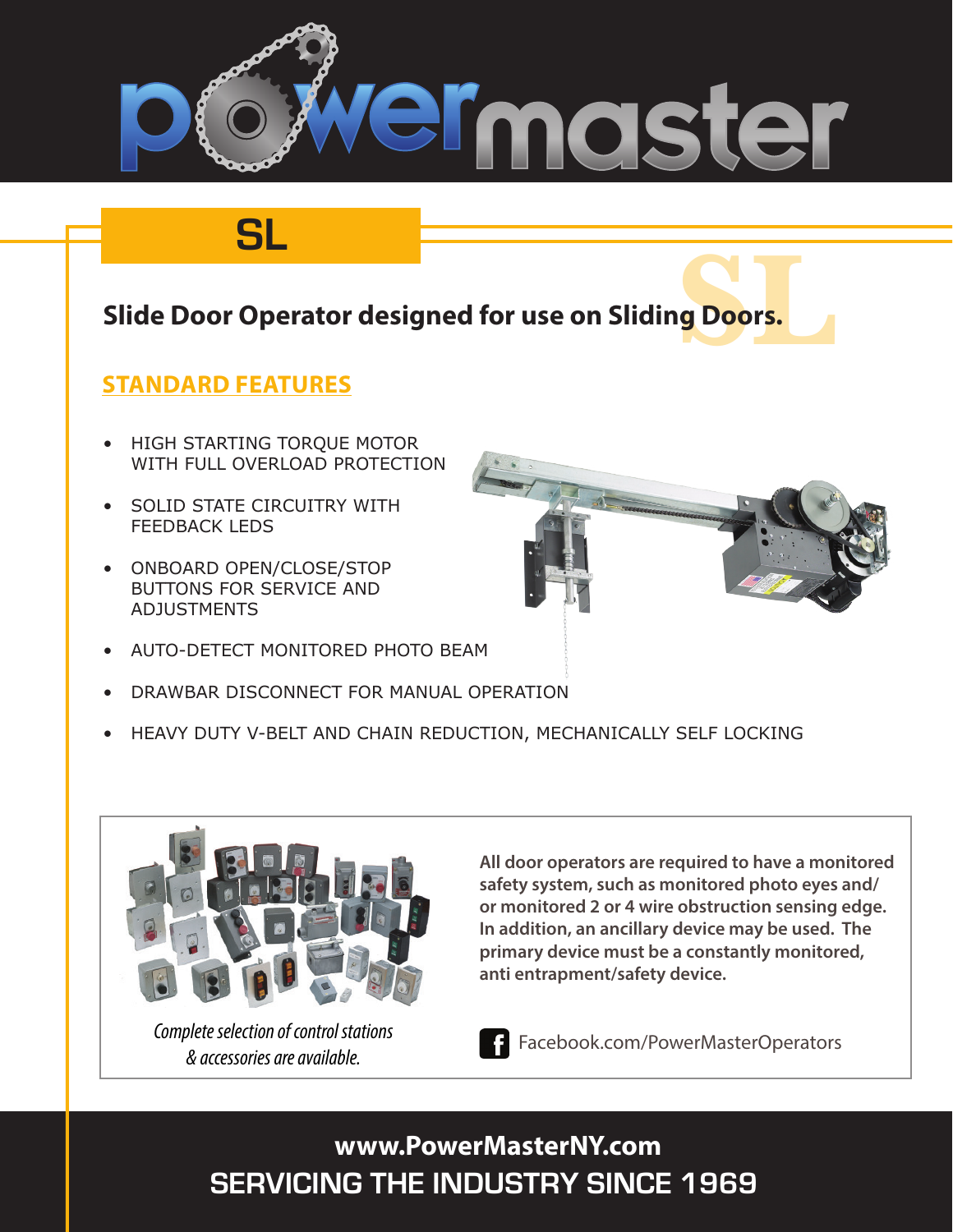# powermaster

## SL

**Slide Door Operator designed for use on Sliding Doors.**

### STANDARD FEATURES

- HIGH STARTING TORQUE MOTOR WITH FULL OVERLOAD PROTECTION
- SOLID STATE CIRCUITRY WITH FEEDBACK LEDS
- ONBOARD OPEN/CLOSE/STOP BUTTONS FOR SERVICE AND ADJUSTMENTS
- AUTO-DETECT MONITORED PHOTO BEAM
- DRAWBAR DISCONNECT FOR MANUAL OPERATION
- HEAVY DUTY V-BELT AND CHAIN REDUCTION, MECHANICALLY SELF LOCKING

*Complete selection of control stations & accessories are available.*

**All door operators are required to have a monitored safety system, such as monitored photo eyes and/or monitored 2 or 4 wire obstruction sensing edge. In addition, an ancillary device may be used. The primary device must be a constantly monitored, anti entrapment/safety device.**

Facebook.com/PowerMasterOperators

**www.PowerMasterNY.com**

SERVICING THE INDUSTRY SINCE 1969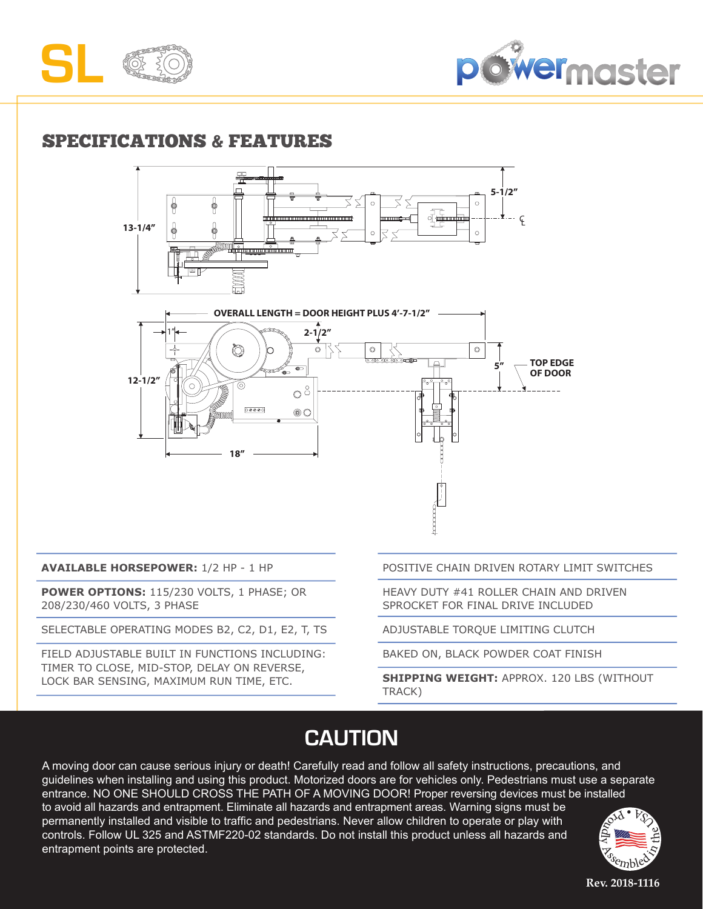SL

powermaster

## SPECIFICATIONS & FEATURES

13-1/4"

5-1/2"

℄

OVERALL LENGTH = DOOR HEIGHT PLUS 4'-7-1/2"

1"

2-1/2"

12-1/2"

5"

TOP EDGE OF DOOR

18"

**AVAILABLE HORSEPOWER:** 1/2 HP - 1 HP

**POWER OPTIONS:** 115/230 VOLTS, 1 PHASE; OR 208/230/460 VOLTS, 3 PHASE

SELECTABLE OPERATING MODES B2, C2, D1, E2, T, TS

FIELD ADJUSTABLE BUILT IN FUNCTIONS INCLUDING: TIMER TO CLOSE, MID-STOP, DELAY ON REVERSE, LOCK BAR SENSING, MAXIMUM RUN TIME, ETC.

POSITIVE CHAIN DRIVEN ROTARY LIMIT SWITCHES

HEAVY DUTY #41 ROLLER CHAIN AND DRIVEN SPROCKET FOR FINAL DRIVE INCLUDED

ADJUSTABLE TORQUE LIMITING CLUTCH

BAKED ON, BLACK POWDER COAT FINISH

**SHIPPING WEIGHT:** APPROX. 120 LBS (WITHOUT TRACK)

## CAUTION

A moving door can cause serious injury or death! Carefully read and follow all safety instructions, precautions, and guidelines when installing and using this product. Motorized doors are for vehicles only. Pedestrians must use a separate entrance. NO ONE SHOULD CROSS THE PATH OF A MOVING DOOR! Proper reversing devices must be installed to avoid all hazards and entrapment. Eliminate all hazards and entrapment areas. Warning signs must be permanently installed and visible to traffic and pedestrians. Never allow children to operate or play with controls. Follow UL 325 and ASTMF220-02 standards. Do not install this product unless all hazards and entrapment points are protected.

Proudly • Assembled in the USA

Rev. 2018-1116